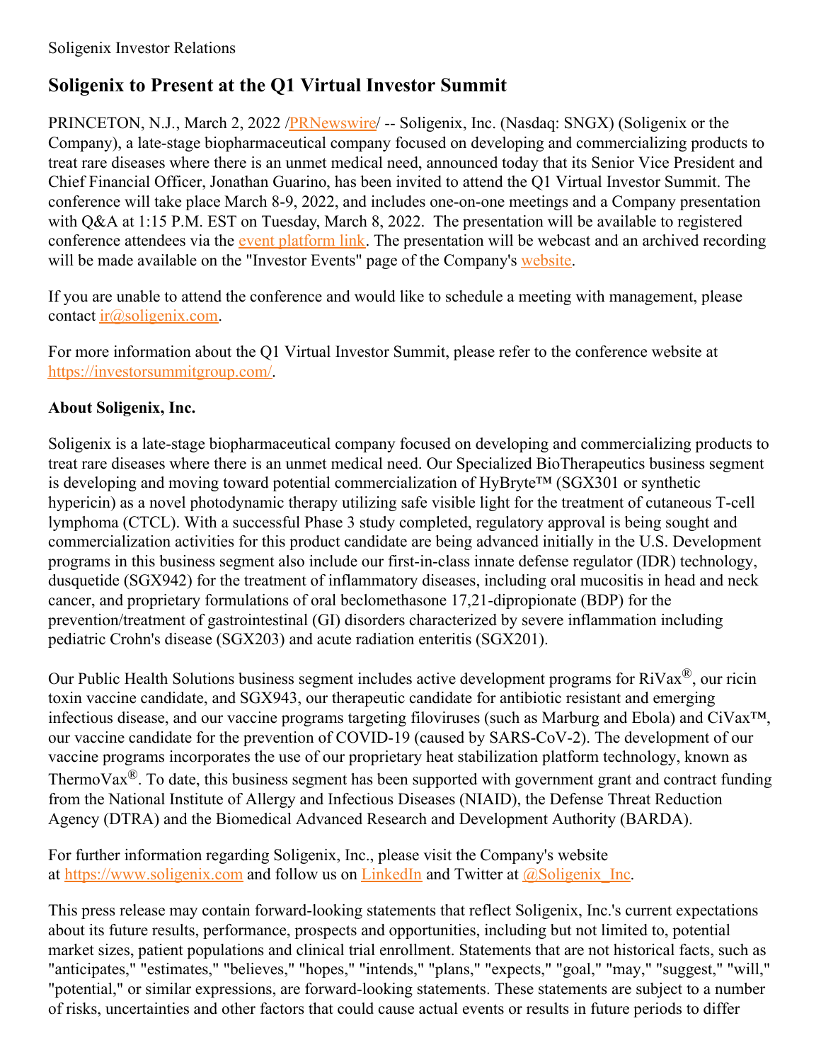Soligenix Investor Relations

# Soligenix to Present at the Q1 Virtual Investor Summit

PRINCETON, N.J., March 2, 2022 /PRNewswire/ -- Soligenix, Inc. (Nasdaq: SNGX) (Soligenix or the Company), a late-stage biopharmaceutical company focused on developing and commercializing products to treat rare diseases where there is an unmet medical need, announced today that its Senior Vice President and Chief Financial Officer, Jonathan Guarino, has been invited to attend the Q1 Virtual Investor Summit. The conference will take place March 8-9, 2022, and includes one-on-one meetings and a Company presentation with Q&A at 1:15 P.M. EST on Tuesday, March 8, 2022. The presentation will be available to registered conference attendees via the event platform link. The presentation will be webcast and an archived recording will be made available on the "Investor Events" page of the Company's website.

If you are unable to attend the conference and would like to schedule a meeting with management, please contact ir@soligenix.com.

For more information about the Q1 Virtual Investor Summit, please refer to the conference website at https://investorsummitgroup.com/.

**About Soligenix, Inc.**

Soligenix is a late-stage biopharmaceutical company focused on developing and commercializing products to treat rare diseases where there is an unmet medical need. Our Specialized BioTherapeutics business segment is developing and moving toward potential commercialization of HyBryte™ (SGX301 or synthetic hypericin) as a novel photodynamic therapy utilizing safe visible light for the treatment of cutaneous T-cell lymphoma (CTCL). With a successful Phase 3 study completed, regulatory approval is being sought and commercialization activities for this product candidate are being advanced initially in the U.S. Development programs in this business segment also include our first-in-class innate defense regulator (IDR) technology, dusquetide (SGX942) for the treatment of inflammatory diseases, including oral mucositis in head and neck cancer, and proprietary formulations of oral beclomethasone 17,21-dipropionate (BDP) for the prevention/treatment of gastrointestinal (GI) disorders characterized by severe inflammation including pediatric Crohn's disease (SGX203) and acute radiation enteritis (SGX201).

Our Public Health Solutions business segment includes active development programs for RiVax®, our ricin toxin vaccine candidate, and SGX943, our therapeutic candidate for antibiotic resistant and emerging infectious disease, and our vaccine programs targeting filoviruses (such as Marburg and Ebola) and CiVax™, our vaccine candidate for the prevention of COVID-19 (caused by SARS-CoV-2). The development of our vaccine programs incorporates the use of our proprietary heat stabilization platform technology, known as ThermoVax®. To date, this business segment has been supported with government grant and contract funding from the National Institute of Allergy and Infectious Diseases (NIAID), the Defense Threat Reduction Agency (DTRA) and the Biomedical Advanced Research and Development Authority (BARDA).

For further information regarding Soligenix, Inc., please visit the Company's website at https://www.soligenix.com and follow us on LinkedIn and Twitter at @Soligenix_Inc.

This press release may contain forward-looking statements that reflect Soligenix, Inc.'s current expectations about its future results, performance, prospects and opportunities, including but not limited to, potential market sizes, patient populations and clinical trial enrollment. Statements that are not historical facts, such as "anticipates," "estimates," "believes," "hopes," "intends," "plans," "expects," "goal," "may," "suggest," "will," "potential," or similar expressions, are forward-looking statements. These statements are subject to a number of risks, uncertainties and other factors that could cause actual events or results in future periods to differ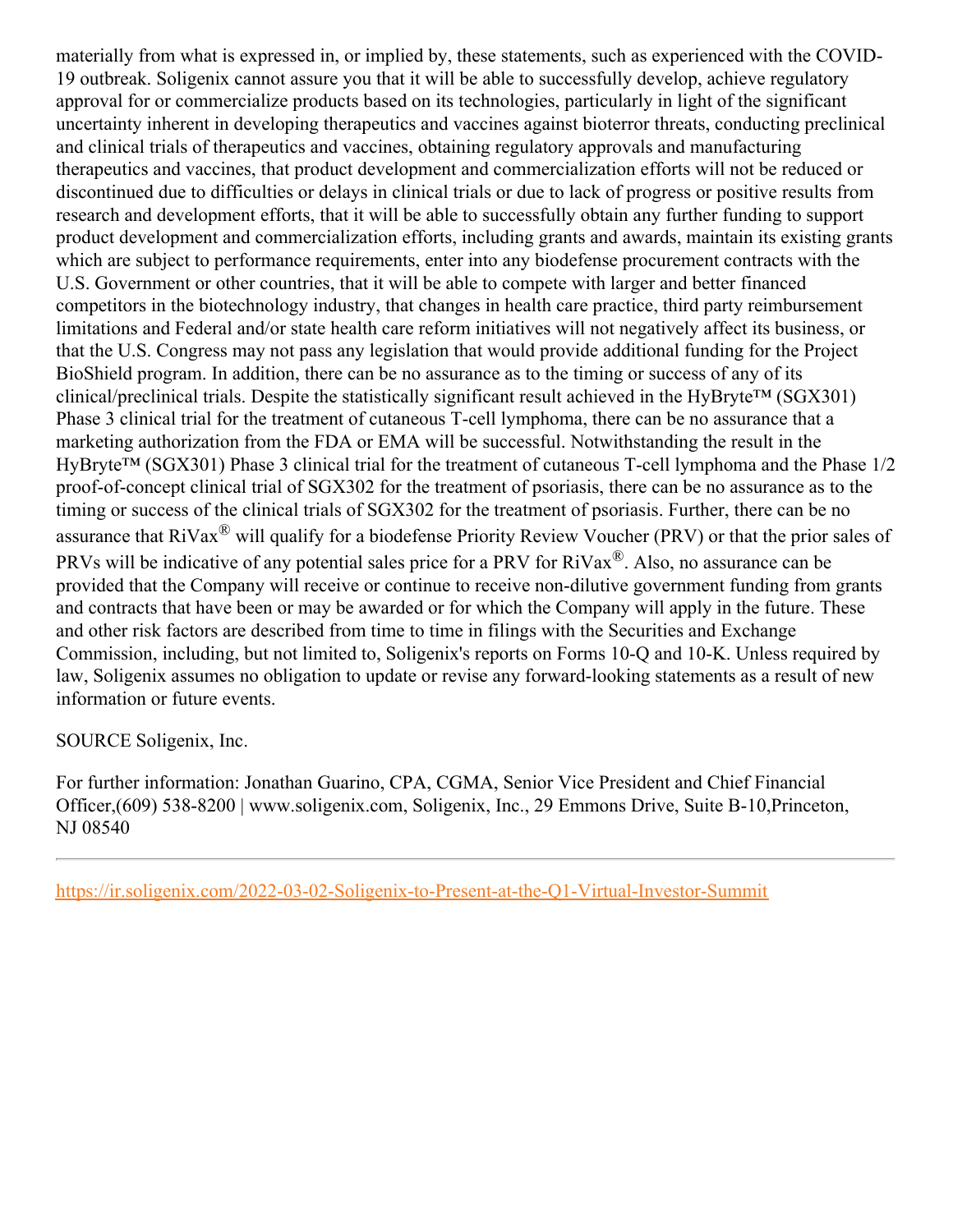materially from what is expressed in, or implied by, these statements, such as experienced with the COVID-19 outbreak. Soligenix cannot assure you that it will be able to successfully develop, achieve regulatory approval for or commercialize products based on its technologies, particularly in light of the significant uncertainty inherent in developing therapeutics and vaccines against bioterror threats, conducting preclinical and clinical trials of therapeutics and vaccines, obtaining regulatory approvals and manufacturing therapeutics and vaccines, that product development and commercialization efforts will not be reduced or discontinued due to difficulties or delays in clinical trials or due to lack of progress or positive results from research and development efforts, that it will be able to successfully obtain any further funding to support product development and commercialization efforts, including grants and awards, maintain its existing grants which are subject to performance requirements, enter into any biodefense procurement contracts with the U.S. Government or other countries, that it will be able to compete with larger and better financed competitors in the biotechnology industry, that changes in health care practice, third party reimbursement limitations and Federal and/or state health care reform initiatives will not negatively affect its business, or that the U.S. Congress may not pass any legislation that would provide additional funding for the Project BioShield program. In addition, there can be no assurance as to the timing or success of any of its clinical/preclinical trials. Despite the statistically significant result achieved in the HyBryte™ (SGX301) Phase 3 clinical trial for the treatment of cutaneous T-cell lymphoma, there can be no assurance that a marketing authorization from the FDA or EMA will be successful. Notwithstanding the result in the HyBryte™ (SGX301) Phase 3 clinical trial for the treatment of cutaneous T-cell lymphoma and the Phase 1/2 proof-of-concept clinical trial of SGX302 for the treatment of psoriasis, there can be no assurance as to the timing or success of the clinical trials of SGX302 for the treatment of psoriasis. Further, there can be no assurance that RiVax® will qualify for a biodefense Priority Review Voucher (PRV) or that the prior sales of PRVs will be indicative of any potential sales price for a PRV for RiVax®. Also, no assurance can be provided that the Company will receive or continue to receive non-dilutive government funding from grants and contracts that have been or may be awarded or for which the Company will apply in the future. These and other risk factors are described from time to time in filings with the Securities and Exchange Commission, including, but not limited to, Soligenix's reports on Forms 10-Q and 10-K. Unless required by law, Soligenix assumes no obligation to update or revise any forward-looking statements as a result of new information or future events.

SOURCE Soligenix, Inc.

For further information: Jonathan Guarino, CPA, CGMA, Senior Vice President and Chief Financial Officer,(609) 538-8200 | www.soligenix.com, Soligenix, Inc., 29 Emmons Drive, Suite B-10,Princeton, NJ 08540

---

https://ir.soligenix.com/2022-03-02-Soligenix-to-Present-at-the-Q1-Virtual-Investor-Summit